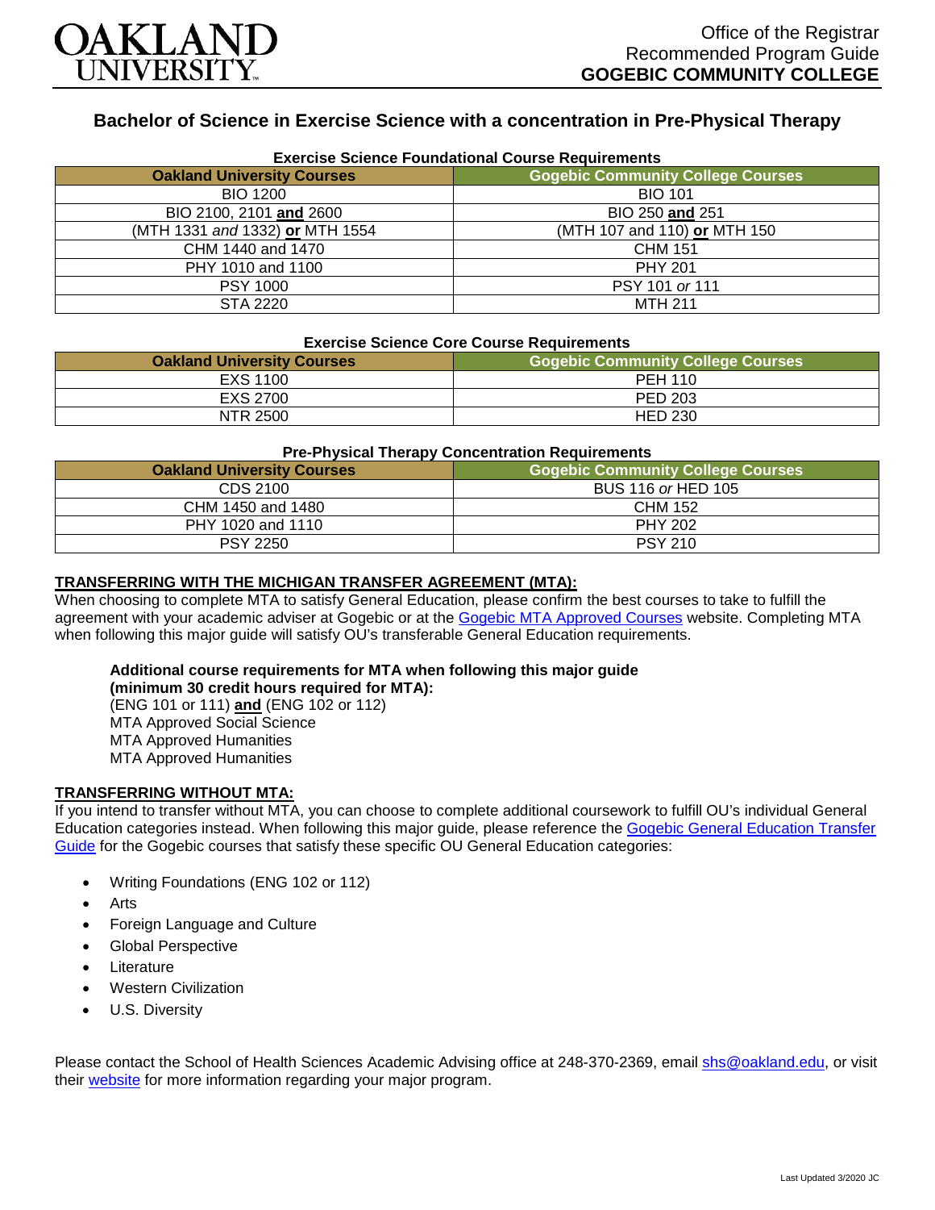OAKLAND UNIVERSITY

Office of the Registrar
Recommended Program Guide
**GOGEBIC COMMUNITY COLLEGE**

## Bachelor of Science in Exercise Science with a concentration in Pre-Physical Therapy

### Exercise Science Foundational Course Requirements

| Oakland University Courses | Gogebic Community College Courses |
|---|---|
| BIO 1200 | BIO 101 |
| BIO 2100, 2101 **and** 2600 | BIO 250 **and** 251 |
| (MTH 1331 *and* 1332) **or** MTH 1554 | (MTH 107 and 110) **or** MTH 150 |
| CHM 1440 and 1470 | CHM 151 |
| PHY 1010 and 1100 | PHY 201 |
| PSY 1000 | PSY 101 *or* 111 |
| STA 2220 | MTH 211 |

### Exercise Science Core Course Requirements

| Oakland University Courses | Gogebic Community College Courses |
|---|---|
| EXS 1100 | PEH 110 |
| EXS 2700 | PED 203 |
| NTR 2500 | HED 230 |

### Pre-Physical Therapy Concentration Requirements

| Oakland University Courses | Gogebic Community College Courses |
|---|---|
| CDS 2100 | BUS 116 *or* HED 105 |
| CHM 1450 and 1480 | CHM 152 |
| PHY 1020 and 1110 | PHY 202 |
| PSY 2250 | PSY 210 |

**TRANSFERRING WITH THE MICHIGAN TRANSFER AGREEMENT (MTA):**

When choosing to complete MTA to satisfy General Education, please confirm the best courses to take to fulfill the agreement with your academic adviser at Gogebic or at the Gogebic MTA Approved Courses website. Completing MTA when following this major guide will satisfy OU's transferable General Education requirements.

**Additional course requirements for MTA when following this major guide (minimum 30 credit hours required for MTA):**
(ENG 101 or 111) **and** (ENG 102 or 112)
MTA Approved Social Science
MTA Approved Humanities
MTA Approved Humanities

**TRANSFERRING WITHOUT MTA:**

If you intend to transfer without MTA, you can choose to complete additional coursework to fulfill OU's individual General Education categories instead. When following this major guide, please reference the Gogebic General Education Transfer Guide for the Gogebic courses that satisfy these specific OU General Education categories:

- Writing Foundations (ENG 102 or 112)
- Arts
- Foreign Language and Culture
- Global Perspective
- Literature
- Western Civilization
- U.S. Diversity

Please contact the School of Health Sciences Academic Advising office at 248-370-2369, email shs@oakland.edu, or visit their website for more information regarding your major program.

Last Updated 3/2020 JC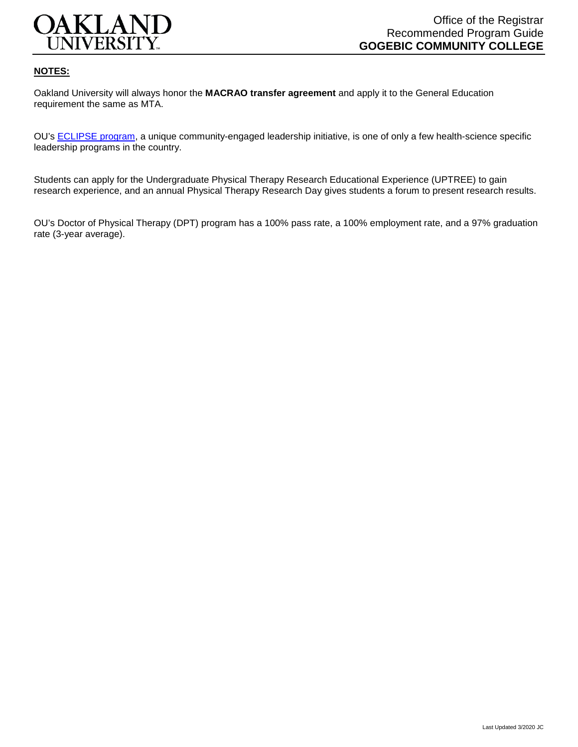**NOTES:**

Oakland University will always honor the **MACRAO transfer agreement** and apply it to the General Education requirement the same as MTA.

OU's ECLIPSE program, a unique community-engaged leadership initiative, is one of only a few health-science specific leadership programs in the country.

Students can apply for the Undergraduate Physical Therapy Research Educational Experience (UPTREE) to gain research experience, and an annual Physical Therapy Research Day gives students a forum to present research results.

OU's Doctor of Physical Therapy (DPT) program has a 100% pass rate, a 100% employment rate, and a 97% graduation rate (3-year average).

Last Updated 3/2020 JC